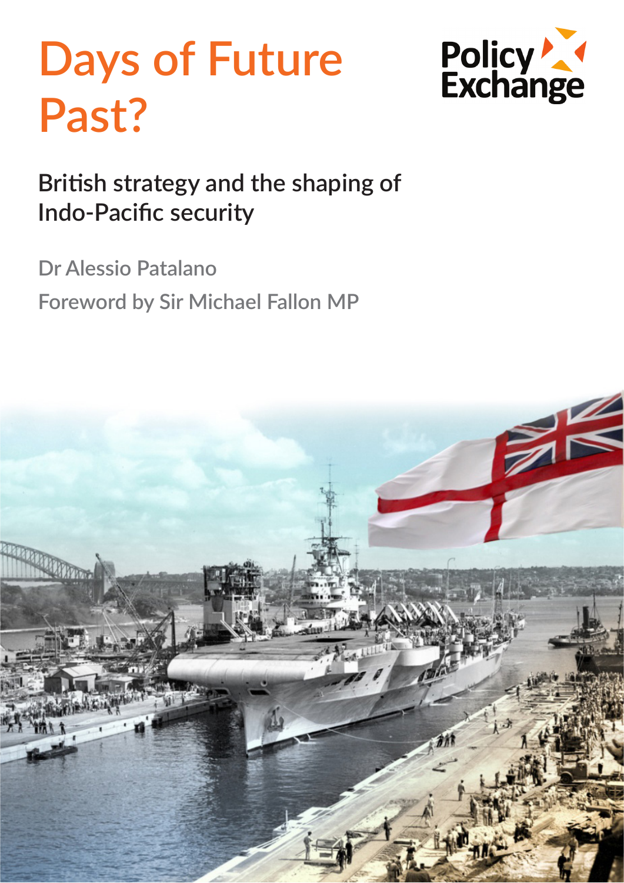# Days of Future Past?

Policy Exchange

## British strategy and the shaping of Indo-Pacific security

Dr Alessio Patalano

Foreword by Sir Michael Fallon MP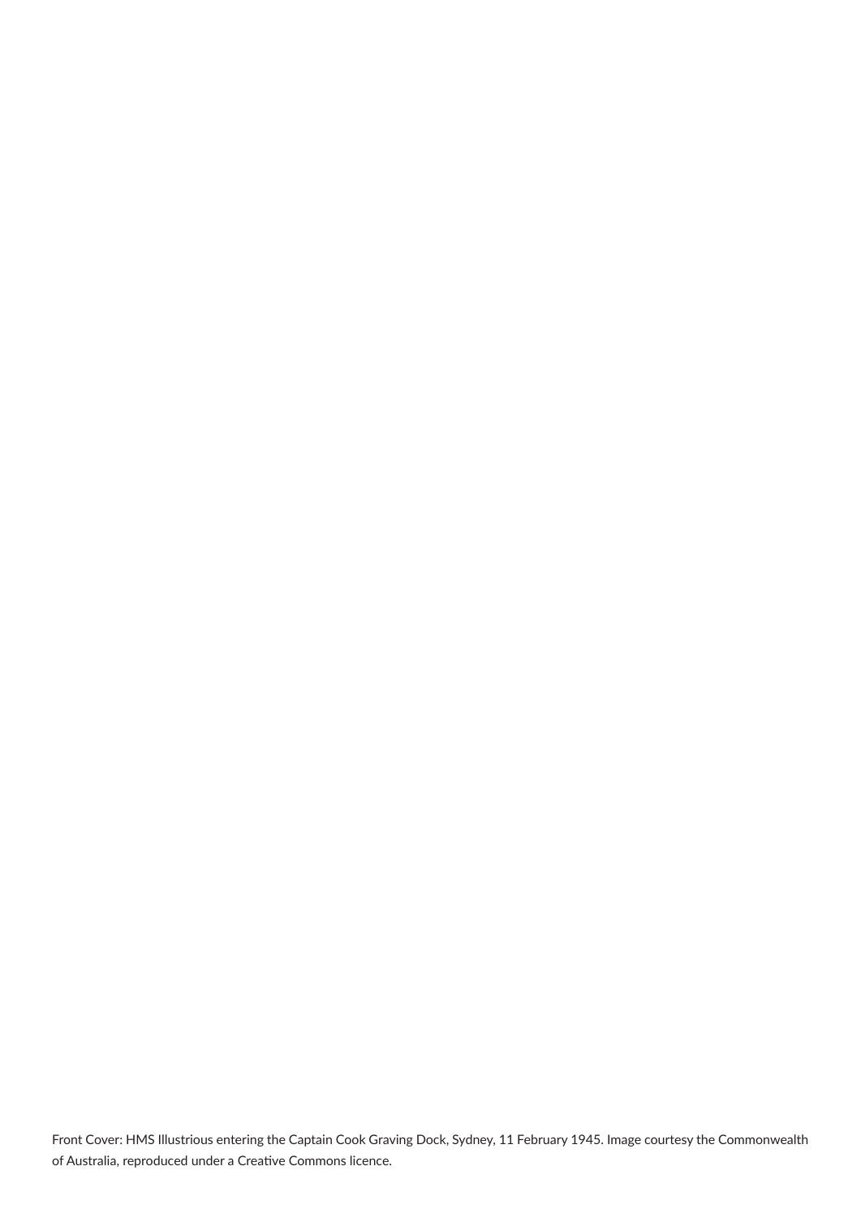Front Cover: HMS Illustrious entering the Captain Cook Graving Dock, Sydney, 11 February 1945. Image courtesy the Commonwealth of Australia, reproduced under a Creative Commons licence.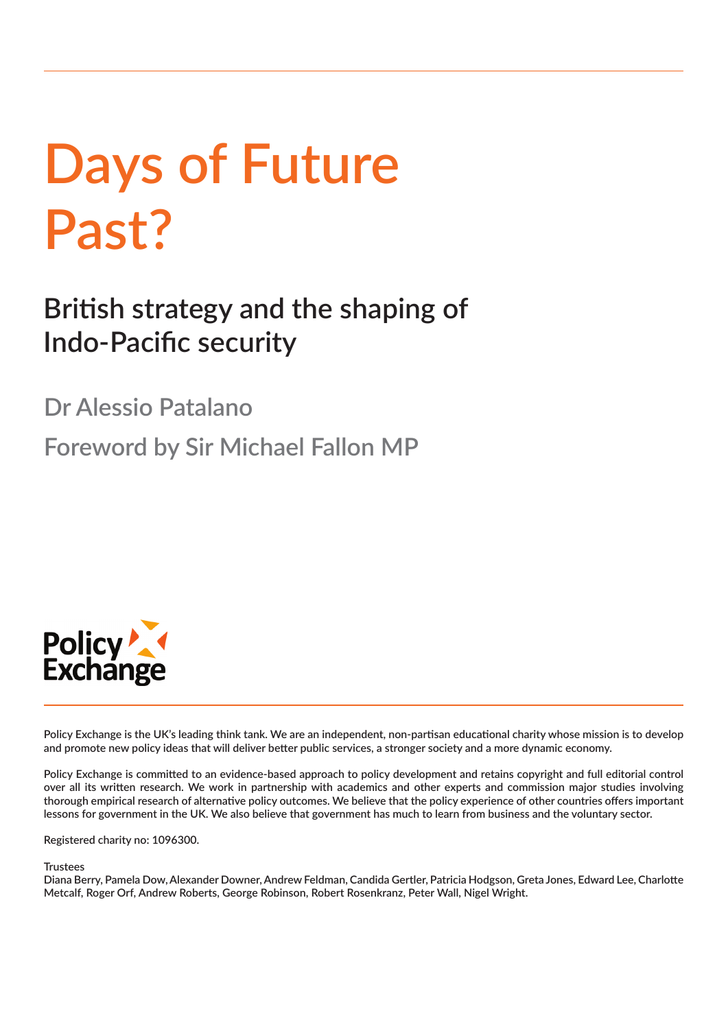# Days of Future Past?

## British strategy and the shaping of Indo-Pacific security

Dr Alessio Patalano

Foreword by Sir Michael Fallon MP

Policy Exchange

Policy Exchange is the UK's leading think tank. We are an independent, non-partisan educational charity whose mission is to develop and promote new policy ideas that will deliver better public services, a stronger society and a more dynamic economy.

Policy Exchange is committed to an evidence-based approach to policy development and retains copyright and full editorial control over all its written research. We work in partnership with academics and other experts and commission major studies involving thorough empirical research of alternative policy outcomes. We believe that the policy experience of other countries offers important lessons for government in the UK. We also believe that government has much to learn from business and the voluntary sector.

Registered charity no: 1096300.

Trustees

Diana Berry, Pamela Dow, Alexander Downer, Andrew Feldman, Candida Gertler, Patricia Hodgson, Greta Jones, Edward Lee, Charlotte Metcalf, Roger Orf, Andrew Roberts, George Robinson, Robert Rosenkranz, Peter Wall, Nigel Wright.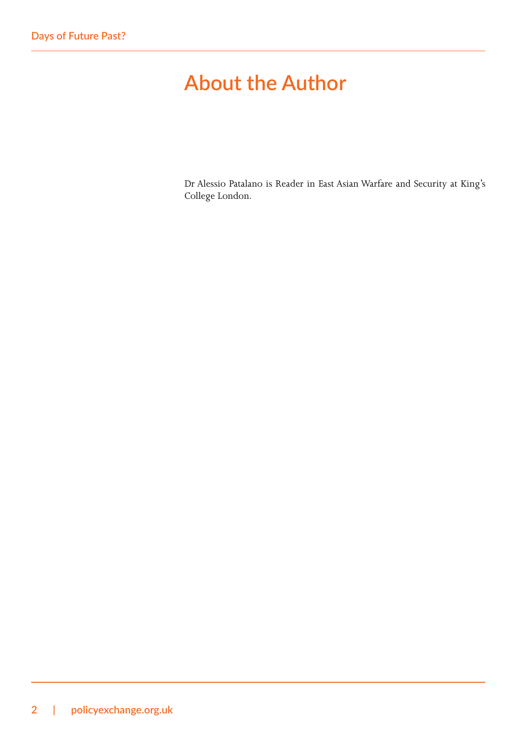# About the Author

Dr Alessio Patalano is Reader in East Asian Warfare and Security at King's College London.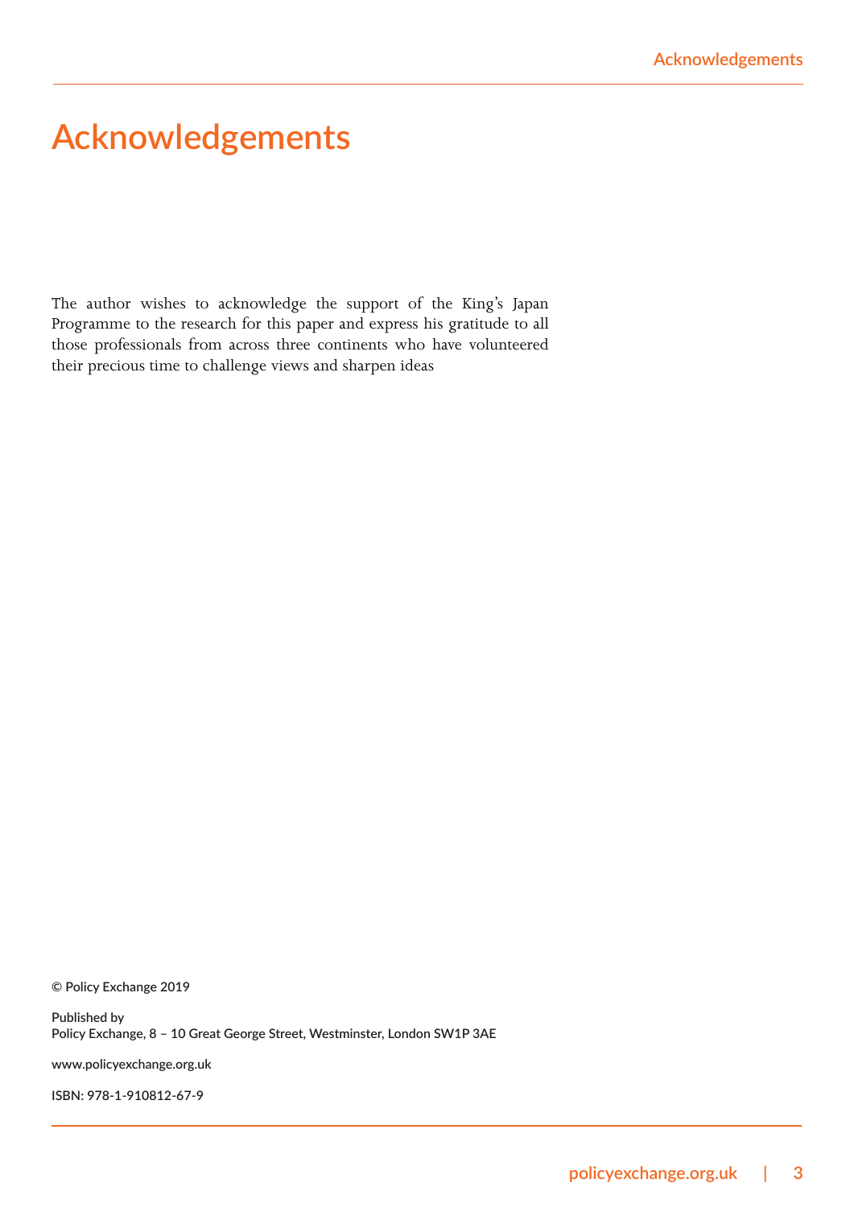# Acknowledgements

The author wishes to acknowledge the support of the King's Japan Programme to the research for this paper and express his gratitude to all those professionals from across three continents who have volunteered their precious time to challenge views and sharpen ideas

© Policy Exchange 2019

Published by
Policy Exchange, 8 – 10 Great George Street, Westminster, London SW1P 3AE

www.policyexchange.org.uk

ISBN: 978-1-910812-67-9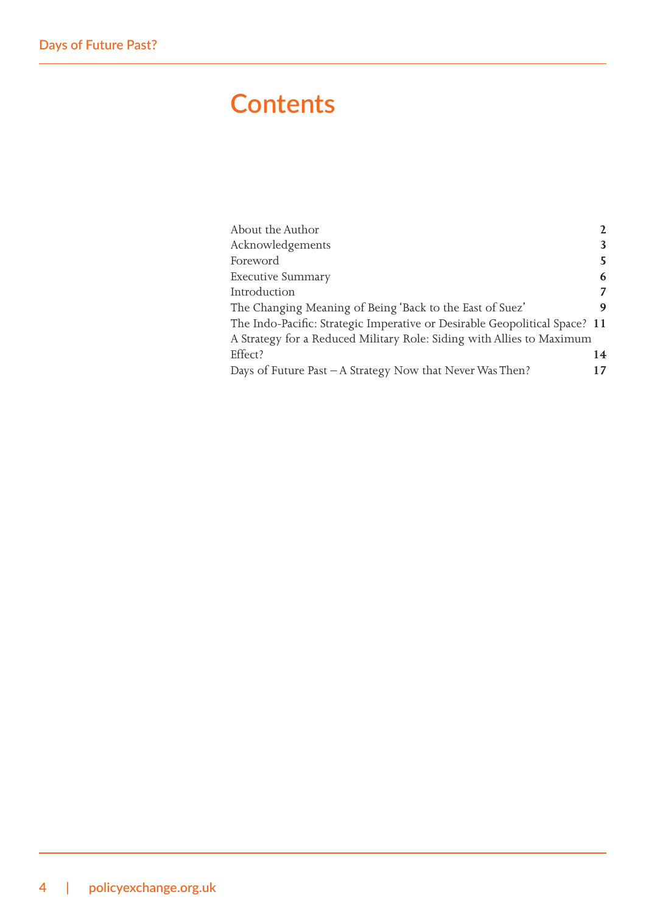# Contents

| | |
|---|---|
| About the Author | **2** |
| Acknowledgements | **3** |
| Foreword | **5** |
| Executive Summary | **6** |
| Introduction | **7** |
| The Changing Meaning of Being 'Back to the East of Suez' | **9** |
| The Indo-Pacific: Strategic Imperative or Desirable Geopolitical Space? | **11** |
| A Strategy for a Reduced Military Role: Siding with Allies to Maximum Effect? | **14** |
| Days of Future Past – A Strategy Now that Never Was Then? | **17** |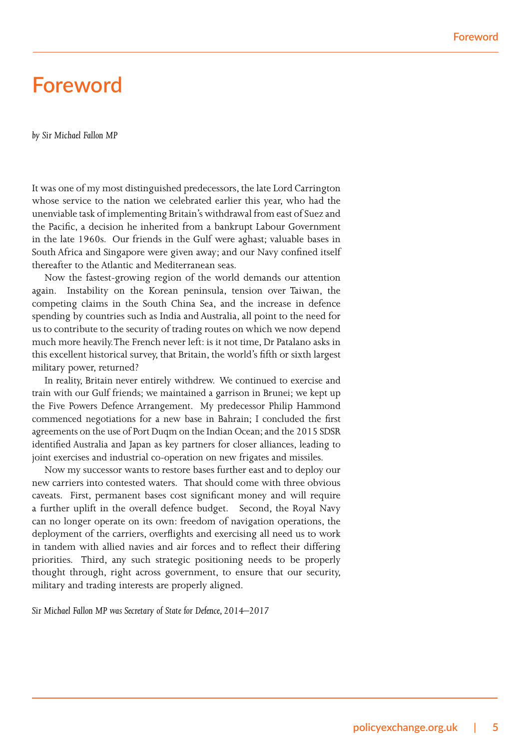# Foreword

*by Sir Michael Fallon MP*

It was one of my most distinguished predecessors, the late Lord Carrington whose service to the nation we celebrated earlier this year, who had the unenviable task of implementing Britain's withdrawal from east of Suez and the Pacific, a decision he inherited from a bankrupt Labour Government in the late 1960s. Our friends in the Gulf were aghast; valuable bases in South Africa and Singapore were given away; and our Navy confined itself thereafter to the Atlantic and Mediterranean seas.

Now the fastest-growing region of the world demands our attention again. Instability on the Korean peninsula, tension over Taiwan, the competing claims in the South China Sea, and the increase in defence spending by countries such as India and Australia, all point to the need for us to contribute to the security of trading routes on which we now depend much more heavily. The French never left: is it not time, Dr Patalano asks in this excellent historical survey, that Britain, the world's fifth or sixth largest military power, returned?

In reality, Britain never entirely withdrew. We continued to exercise and train with our Gulf friends; we maintained a garrison in Brunei; we kept up the Five Powers Defence Arrangement. My predecessor Philip Hammond commenced negotiations for a new base in Bahrain; I concluded the first agreements on the use of Port Duqm on the Indian Ocean; and the 2015 SDSR identified Australia and Japan as key partners for closer alliances, leading to joint exercises and industrial co-operation on new frigates and missiles.

Now my successor wants to restore bases further east and to deploy our new carriers into contested waters. That should come with three obvious caveats. First, permanent bases cost significant money and will require a further uplift in the overall defence budget. Second, the Royal Navy can no longer operate on its own: freedom of navigation operations, the deployment of the carriers, overflights and exercising all need us to work in tandem with allied navies and air forces and to reflect their differing priorities. Third, any such strategic positioning needs to be properly thought through, right across government, to ensure that our security, military and trading interests are properly aligned.

*Sir Michael Fallon MP was Secretary of State for Defence, 2014–2017*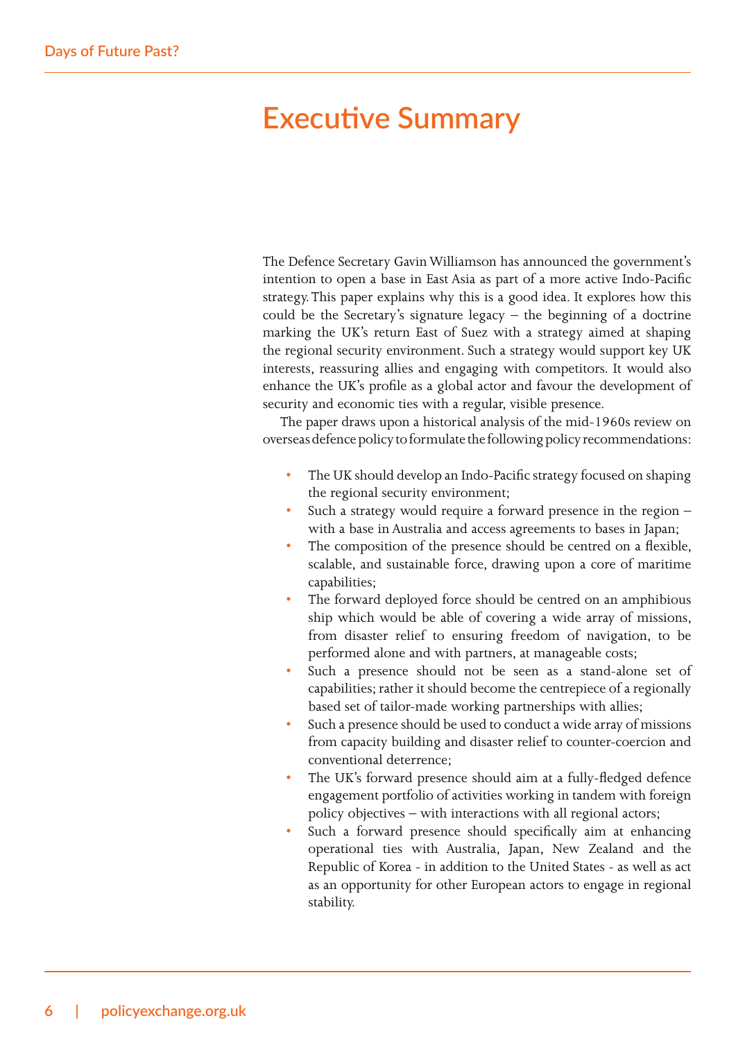# Executive Summary

The Defence Secretary Gavin Williamson has announced the government's intention to open a base in East Asia as part of a more active Indo-Pacific strategy. This paper explains why this is a good idea. It explores how this could be the Secretary's signature legacy – the beginning of a doctrine marking the UK's return East of Suez with a strategy aimed at shaping the regional security environment. Such a strategy would support key UK interests, reassuring allies and engaging with competitors. It would also enhance the UK's profile as a global actor and favour the development of security and economic ties with a regular, visible presence.

The paper draws upon a historical analysis of the mid-1960s review on overseas defence policy to formulate the following policy recommendations:

- The UK should develop an Indo-Pacific strategy focused on shaping the regional security environment;
- Such a strategy would require a forward presence in the region – with a base in Australia and access agreements to bases in Japan;
- The composition of the presence should be centred on a flexible, scalable, and sustainable force, drawing upon a core of maritime capabilities;
- The forward deployed force should be centred on an amphibious ship which would be able of covering a wide array of missions, from disaster relief to ensuring freedom of navigation, to be performed alone and with partners, at manageable costs;
- Such a presence should not be seen as a stand-alone set of capabilities; rather it should become the centrepiece of a regionally based set of tailor-made working partnerships with allies;
- Such a presence should be used to conduct a wide array of missions from capacity building and disaster relief to counter-coercion and conventional deterrence;
- The UK's forward presence should aim at a fully-fledged defence engagement portfolio of activities working in tandem with foreign policy objectives – with interactions with all regional actors;
- Such a forward presence should specifically aim at enhancing operational ties with Australia, Japan, New Zealand and the Republic of Korea - in addition to the United States - as well as act as an opportunity for other European actors to engage in regional stability.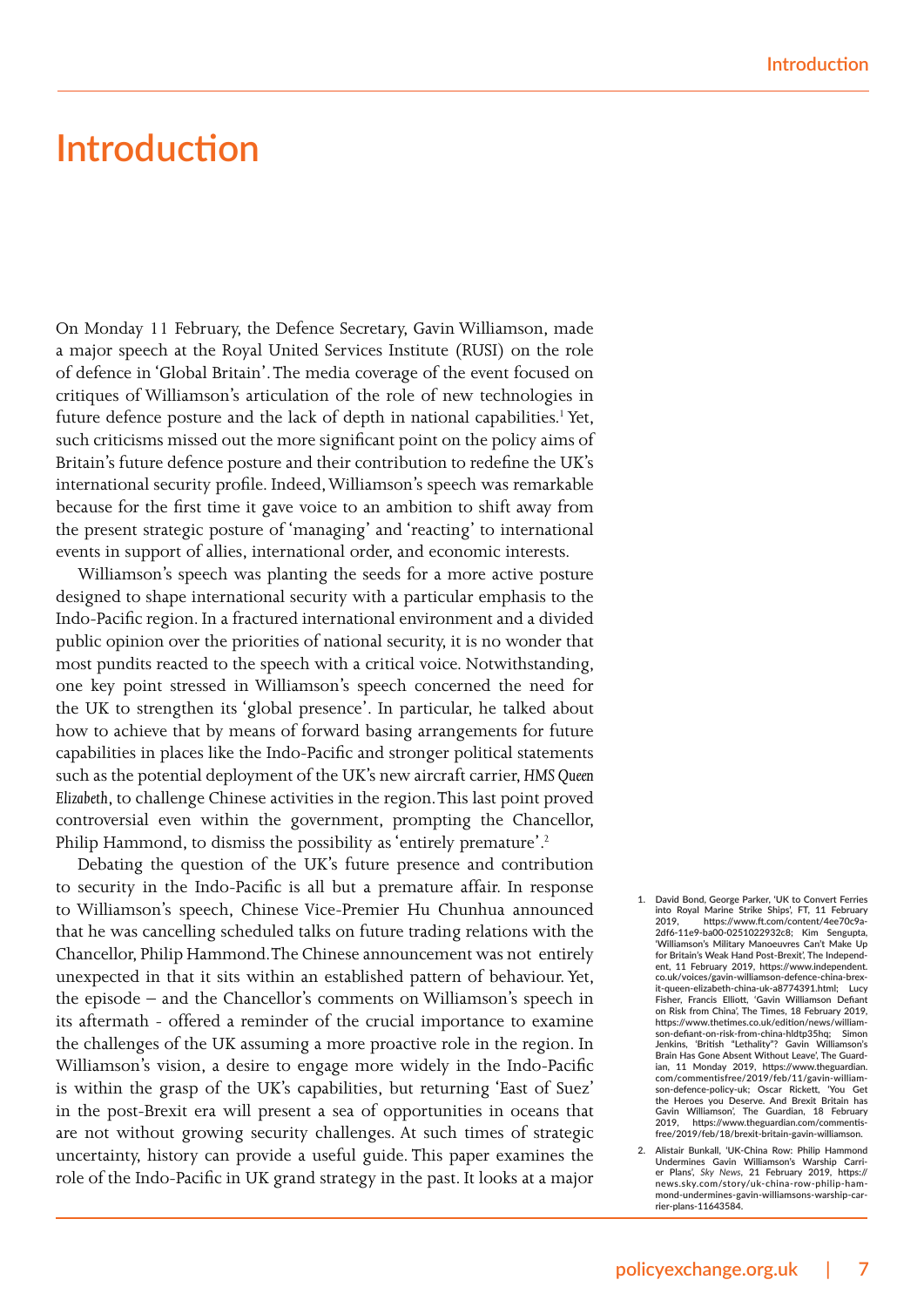# Introduction

On Monday 11 February, the Defence Secretary, Gavin Williamson, made a major speech at the Royal United Services Institute (RUSI) on the role of defence in 'Global Britain'. The media coverage of the event focused on critiques of Williamson's articulation of the role of new technologies in future defence posture and the lack of depth in national capabilities.[1] Yet, such criticisms missed out the more significant point on the policy aims of Britain's future defence posture and their contribution to redefine the UK's international security profile. Indeed, Williamson's speech was remarkable because for the first time it gave voice to an ambition to shift away from the present strategic posture of 'managing' and 'reacting' to international events in support of allies, international order, and economic interests.

Williamson's speech was planting the seeds for a more active posture designed to shape international security with a particular emphasis to the Indo-Pacific region. In a fractured international environment and a divided public opinion over the priorities of national security, it is no wonder that most pundits reacted to the speech with a critical voice. Notwithstanding, one key point stressed in Williamson's speech concerned the need for the UK to strengthen its 'global presence'. In particular, he talked about how to achieve that by means of forward basing arrangements for future capabilities in places like the Indo-Pacific and stronger political statements such as the potential deployment of the UK's new aircraft carrier, *HMS Queen Elizabeth*, to challenge Chinese activities in the region. This last point proved controversial even within the government, prompting the Chancellor, Philip Hammond, to dismiss the possibility as 'entirely premature'.[2]

Debating the question of the UK's future presence and contribution to security in the Indo-Pacific is all but a premature affair. In response to Williamson's speech, Chinese Vice-Premier Hu Chunhua announced that he was cancelling scheduled talks on future trading relations with the Chancellor, Philip Hammond. The Chinese announcement was not entirely unexpected in that it sits within an established pattern of behaviour. Yet, the episode – and the Chancellor's comments on Williamson's speech in its aftermath - offered a reminder of the crucial importance to examine the challenges of the UK assuming a more proactive role in the region. In Williamson's vision, a desire to engage more widely in the Indo-Pacific is within the grasp of the UK's capabilities, but returning 'East of Suez' in the post-Brexit era will present a sea of opportunities in oceans that are not without growing security challenges. At such times of strategic uncertainty, history can provide a useful guide. This paper examines the role of the Indo-Pacific in UK grand strategy in the past. It looks at a major

1. David Bond, George Parker, 'UK to Convert Ferries into Royal Marine Strike Ships', FT, 11 February 2019, https://www.ft.com/content/4ee70c9a-2df6-11e9-ba00-0251022932c8; Kim Sengupta, 'Williamson's Military Manoeuvres Can't Make Up for Britain's Weak Hand Post-Brexit', The Independent, 11 February 2019, https://www.independent.co.uk/voices/gavin-williamson-defence-china-brexit-queen-elizabeth-china-uk-a8774391.html; Lucy Fisher, Francis Elliott, 'Gavin Williamson Defiant on Risk from China', The Times, 18 February 2019, https://www.thetimes.co.uk/edition/news/williamson-defiant-on-risk-from-china-hldtp35hq; Simon Jenkins, 'British "Lethality"? Gavin Williamson's Brain Has Gone Absent Without Leave', The Guardian, 11 Monday 2019, https://www.theguardian.com/commentisfree/2019/feb/11/gavin-williamson-defence-policy-uk; Oscar Rickett, 'You Get the Heroes you Deserve. And Brexit Britain has Gavin Williamson', The Guardian, 18 February 2019, https://www.theguardian.com/commentisfree/2019/feb/18/brexit-britain-gavin-williamson.
2. Alistair Bunkall, 'UK-China Row: Philip Hammond Undermines Gavin Williamson's Warship Carrier Plans', *Sky News*, 21 February 2019, https://news.sky.com/story/uk-china-row-philip-hammond-undermines-gavin-williamsons-warship-carrier-plans-11643584.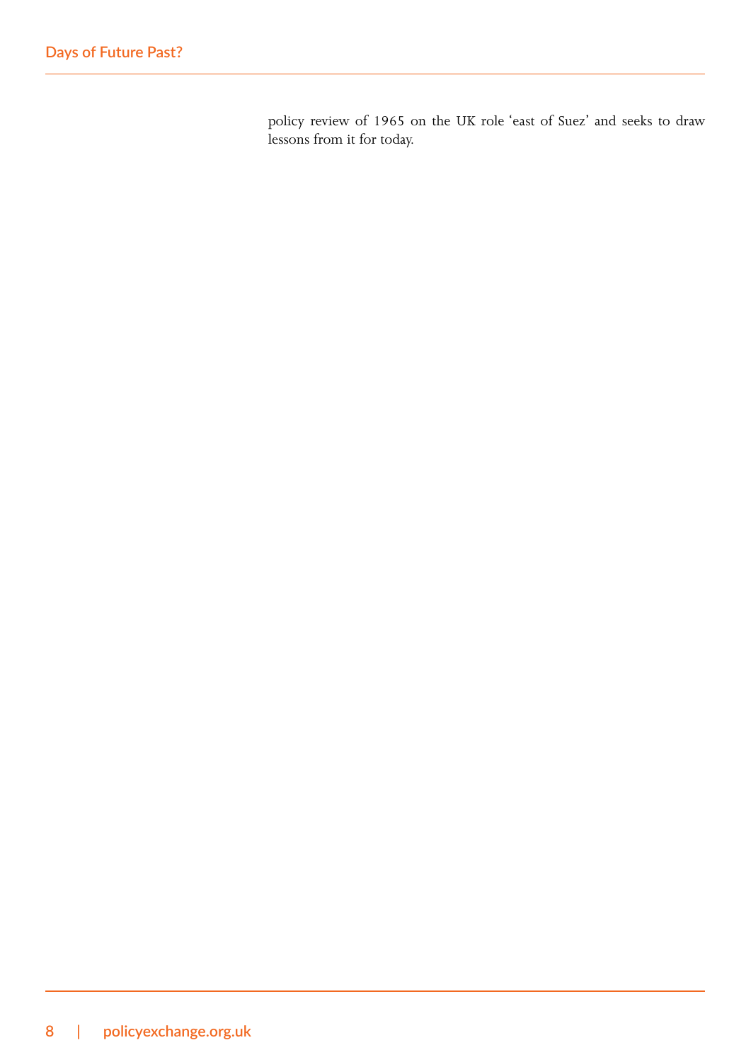policy review of 1965 on the UK role 'east of Suez' and seeks to draw lessons from it for today.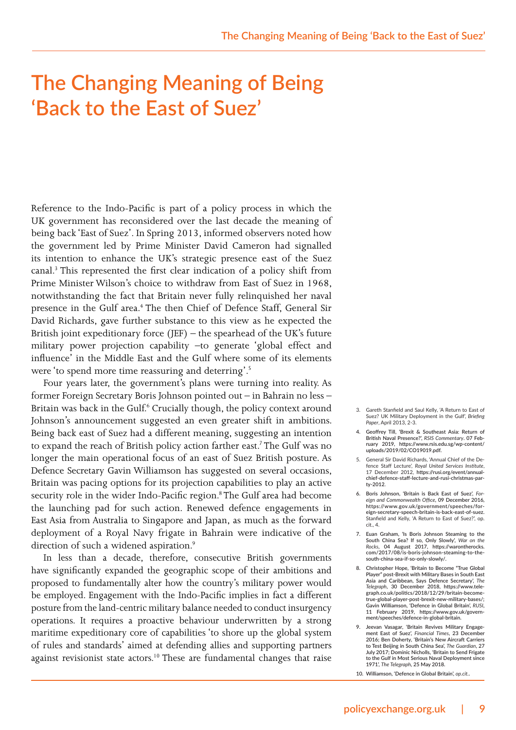# The Changing Meaning of Being 'Back to the East of Suez'

Reference to the Indo-Pacific is part of a policy process in which the UK government has reconsidered over the last decade the meaning of being back 'East of Suez'. In Spring 2013, informed observers noted how the government led by Prime Minister David Cameron had signalled its intention to enhance the UK's strategic presence east of the Suez canal.[3] This represented the first clear indication of a policy shift from Prime Minister Wilson's choice to withdraw from East of Suez in 1968, notwithstanding the fact that Britain never fully relinquished her naval presence in the Gulf area.[4] The then Chief of Defence Staff, General Sir David Richards, gave further substance to this view as he expected the British joint expeditionary force (JEF) – the spearhead of the UK's future military power projection capability –to generate 'global effect and influence' in the Middle East and the Gulf where some of its elements were 'to spend more time reassuring and deterring'.[5]

Four years later, the government's plans were turning into reality. As former Foreign Secretary Boris Johnson pointed out – in Bahrain no less – Britain was back in the Gulf.[6] Crucially though, the policy context around Johnson's announcement suggested an even greater shift in ambitions. Being back east of Suez had a different meaning, suggesting an intention to expand the reach of British policy action farther east.[7] The Gulf was no longer the main operational focus of an east of Suez British posture. As Defence Secretary Gavin Williamson has suggested on several occasions, Britain was pacing options for its projection capabilities to play an active security role in the wider Indo-Pacific region.[8] The Gulf area had become the launching pad for such action. Renewed defence engagements in East Asia from Australia to Singapore and Japan, as much as the forward deployment of a Royal Navy frigate in Bahrain were indicative of the direction of such a widened aspiration.[9]

In less than a decade, therefore, consecutive British governments have significantly expanded the geographic scope of their ambitions and proposed to fundamentally alter how the country's military power would be employed. Engagement with the Indo-Pacific implies in fact a different posture from the land-centric military balance needed to conduct insurgency operations. It requires a proactive behaviour underwritten by a strong maritime expeditionary core of capabilities 'to shore up the global system of rules and standards' aimed at defending allies and supporting partners against revisionist state actors.[10] These are fundamental changes that raise

3. Gareth Stanfield and Saul Kelly, 'A Return to East of Suez? UK Military Deployment in the Gulf', *Briefing Paper*, April 2013, 2-3.
4. Geoffrey Till, 'Brexit & Southeast Asia: Return of British Naval Presence?', *RSIS Commentary*. 07 February 2019, https://www.rsis.edu.sg/wp-content/uploads/2019/02/CO19019.pdf.
5. General Sir David Richards, 'Annual Chief of the Defence Staff Lecture', *Royal United Services Institute*, 17 December 2012, https://rusi.org/event/annual-chief-defence-staff-lecture-and-rusi-christmas-party-2012.
6. Boris Johnson, 'Britain is Back East of Suez', *Foreign and Commonwealth Office*, 09 December 2016, https://www.gov.uk/government/speeches/foreign-secretary-speech-britain-is-back-east-of-suez. Stanfield and Kelly, 'A Return to East of Suez?', op. cit., 4.
7. Euan Graham, 'Is Boris Johnson Steaming to the South China Sea? If so, Only Slowly', *War on the Rocks*, 04 August 2017, https://warontherocks.com/2017/08/is-boris-johnson-steaming-to-the-south-china-sea-if-so-only-slowly/.
8. Christopher Hope, 'Britain to Become "True Global Player" post-Brexit with Military Bases in South East Asia and Caribbean, Says Defence Secretary', *The Telegraph*, 30 December 2018, https://www.telegraph.co.uk/politics/2018/12/29/britain-become-true-global-player-post-brexit-new-military-bases/; Gavin Williamson, 'Defence in Global Britain', *RUSI*, 11 February 2019, https://www.gov.uk/government/speeches/defence-in-global-britain.
9. Jeevan Vasagar, 'Britain Revives Military Engagement East of Suez', *Financial Times*, 23 December 2016; Ben Doherty, 'Britain's New Aircraft Carriers to Test Beijing in South China Sea', *The Guardian*, 27 July 2017; Dominic Nicholls, 'Britain to Send Frigate to the Gulf in Most Serious Naval Deployment since 1971', *The Telegraph*, 25 May 2018.
10. Williamson, 'Defence in Global Britain', *op.cit.*.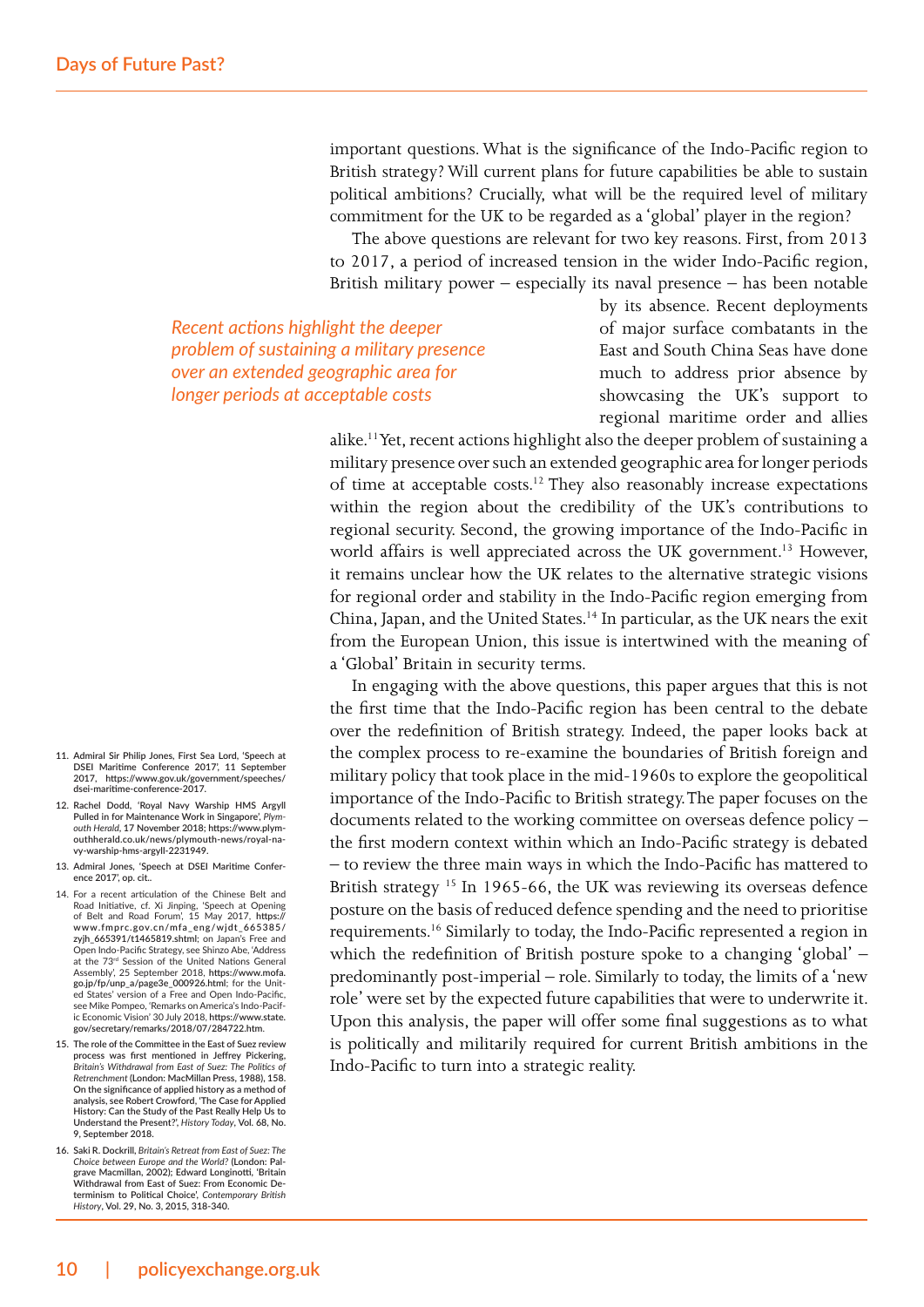important questions. What is the significance of the Indo-Pacific region to British strategy? Will current plans for future capabilities be able to sustain political ambitions? Crucially, what will be the required level of military commitment for the UK to be regarded as a 'global' player in the region?

The above questions are relevant for two key reasons. First, from 2013 to 2017, a period of increased tension in the wider Indo-Pacific region, British military power – especially its naval presence – has been notable by its absence. Recent deployments of major surface combatants in the East and South China Seas have done much to address prior absence by showcasing the UK's support to regional maritime order and allies alike.[11] Yet, recent actions highlight also the deeper problem of sustaining a military presence over such an extended geographic area for longer periods of time at acceptable costs.[12] They also reasonably increase expectations within the region about the credibility of the UK's contributions to regional security. Second, the growing importance of the Indo-Pacific in world affairs is well appreciated across the UK government.[13] However, it remains unclear how the UK relates to the alternative strategic visions for regional order and stability in the Indo-Pacific region emerging from China, Japan, and the United States.[14] In particular, as the UK nears the exit from the European Union, this issue is intertwined with the meaning of a 'Global' Britain in security terms.

*Recent actions highlight the deeper problem of sustaining a military presence over an extended geographic area for longer periods at acceptable costs*

In engaging with the above questions, this paper argues that this is not the first time that the Indo-Pacific region has been central to the debate over the redefinition of British strategy. Indeed, the paper looks back at the complex process to re-examine the boundaries of British foreign and military policy that took place in the mid-1960s to explore the geopolitical importance of the Indo-Pacific to British strategy. The paper focuses on the documents related to the working committee on overseas defence policy – the first modern context within which an Indo-Pacific strategy is debated – to review the three main ways in which the Indo-Pacific has mattered to British strategy [15] In 1965-66, the UK was reviewing its overseas defence posture on the basis of reduced defence spending and the need to prioritise requirements.[16] Similarly to today, the Indo-Pacific represented a region in which the redefinition of British posture spoke to a changing 'global' – predominantly post-imperial – role. Similarly to today, the limits of a 'new role' were set by the expected future capabilities that were to underwrite it. Upon this analysis, the paper will offer some final suggestions as to what is politically and militarily required for current British ambitions in the Indo-Pacific to turn into a strategic reality.

11. Admiral Sir Philip Jones, First Sea Lord, 'Speech at DSEI Maritime Conference 2017', 11 September 2017, https://www.gov.uk/government/speeches/dsei-maritime-conference-2017.
12. Rachel Dodd, 'Royal Navy Warship HMS Argyll Pulled in for Maintenance Work in Singapore', *Plymouth Herald*, 17 November 2018; https://www.plymouthherald.co.uk/news/plymouth-news/royal-navy-warship-hms-argyll-2231949.
13. Admiral Jones, 'Speech at DSEI Maritime Conference 2017', op. cit..
14. For a recent articulation of the Chinese Belt and Road Initiative, cf. Xi Jinping, 'Speech at Opening of Belt and Road Forum', 15 May 2017, https://www.fmprc.gov.cn/mfa_eng/wjdt_665385/zyjh_665391/t1465819.shtml; on Japan's Free and Open Indo-Pacific Strategy, see Shinzo Abe, 'Address at the 73rd Session of the United Nations General Assembly', 25 September 2018, https://www.mofa.go.jp/fp/unp_a/page3e_000926.html; for the United States' version of a Free and Open Indo-Pacific, see Mike Pompeo, 'Remarks on America's Indo-Pacific Economic Vision' 30 July 2018, https://www.state.gov/secretary/remarks/2018/07/284722.htm.
15. The role of the Committee in the East of Suez review process was first mentioned in Jeffrey Pickering, *Britain's Withdrawal from East of Suez: The Politics of Retrenchment* (London: MacMillan Press, 1988), 158. On the significance of applied history as a method of analysis, see Robert Crowford, 'The Case for Applied History: Can the Study of the Past Really Help Us to Understand the Present?', *History Today*, Vol. 68, No. 9, September 2018.
16. Saki R. Dockrill, *Britain's Retreat from East of Suez: The Choice between Europe and the World?* (London: Palgrave Macmillan, 2002); Edward Longinotti, 'Britain Withdrawal from East of Suez: From Economic Determinism to Political Choice', *Contemporary British History*, Vol. 29, No. 3, 2015, 318-340.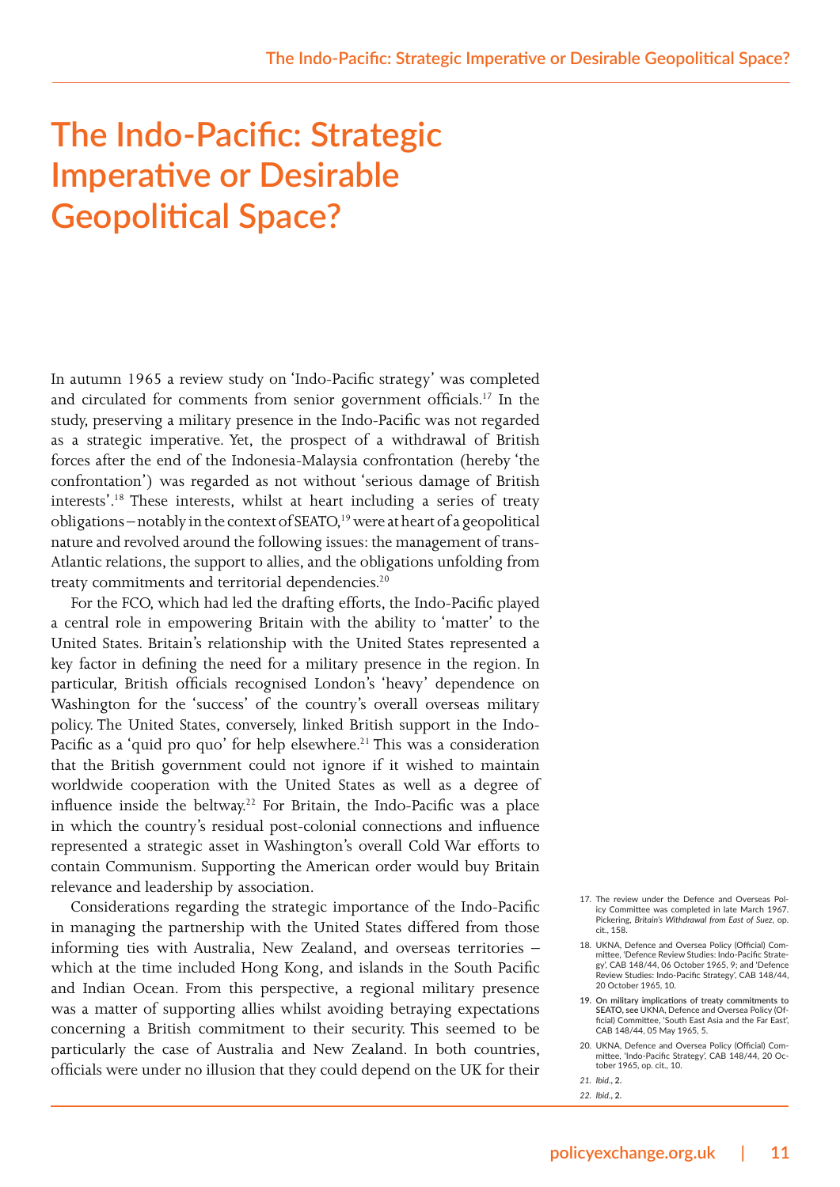# The Indo-Pacific: Strategic Imperative or Desirable Geopolitical Space?

In autumn 1965 a review study on 'Indo-Pacific strategy' was completed and circulated for comments from senior government officials.[17] In the study, preserving a military presence in the Indo-Pacific was not regarded as a strategic imperative. Yet, the prospect of a withdrawal of British forces after the end of the Indonesia-Malaysia confrontation (hereby 'the confrontation') was regarded as not without 'serious damage of British interests'.[18] These interests, whilst at heart including a series of treaty obligations – notably in the context of SEATO,[19] were at heart of a geopolitical nature and revolved around the following issues: the management of trans-Atlantic relations, the support to allies, and the obligations unfolding from treaty commitments and territorial dependencies.[20]

For the FCO, which had led the drafting efforts, the Indo-Pacific played a central role in empowering Britain with the ability to 'matter' to the United States. Britain's relationship with the United States represented a key factor in defining the need for a military presence in the region. In particular, British officials recognised London's 'heavy' dependence on Washington for the 'success' of the country's overall overseas military policy. The United States, conversely, linked British support in the Indo-Pacific as a 'quid pro quo' for help elsewhere.[21] This was a consideration that the British government could not ignore if it wished to maintain worldwide cooperation with the United States as well as a degree of influence inside the beltway.[22] For Britain, the Indo-Pacific was a place in which the country's residual post-colonial connections and influence represented a strategic asset in Washington's overall Cold War efforts to contain Communism. Supporting the American order would buy Britain relevance and leadership by association.

Considerations regarding the strategic importance of the Indo-Pacific in managing the partnership with the United States differed from those informing ties with Australia, New Zealand, and overseas territories – which at the time included Hong Kong, and islands in the South Pacific and Indian Ocean. From this perspective, a regional military presence was a matter of supporting allies whilst avoiding betraying expectations concerning a British commitment to their security. This seemed to be particularly the case of Australia and New Zealand. In both countries, officials were under no illusion that they could depend on the UK for their

17. The review under the Defence and Overseas Policy Committee was completed in late March 1967. Pickering, *Britain's Withdrawal from East of Suez*, op. cit., 158.
18. UKNA, Defence and Oversea Policy (Official) Committee, 'Defence Review Studies: Indo-Pacific Strategy', CAB 148/44, 06 October 1965, 9; and 'Defence Review Studies: Indo-Pacific Strategy', CAB 148/44, 20 October 1965, 10.
19. On military implications of treaty commitments to SEATO, see UKNA, Defence and Oversea Policy (Official) Committee, 'South East Asia and the Far East', CAB 148/44, 05 May 1965, 5.
20. UKNA, Defence and Oversea Policy (Official) Committee, 'Indo-Pacific Strategy', CAB 148/44, 20 October 1965, op. cit., 10.
21. *Ibid.*, 2.
22. *Ibid.*, 2.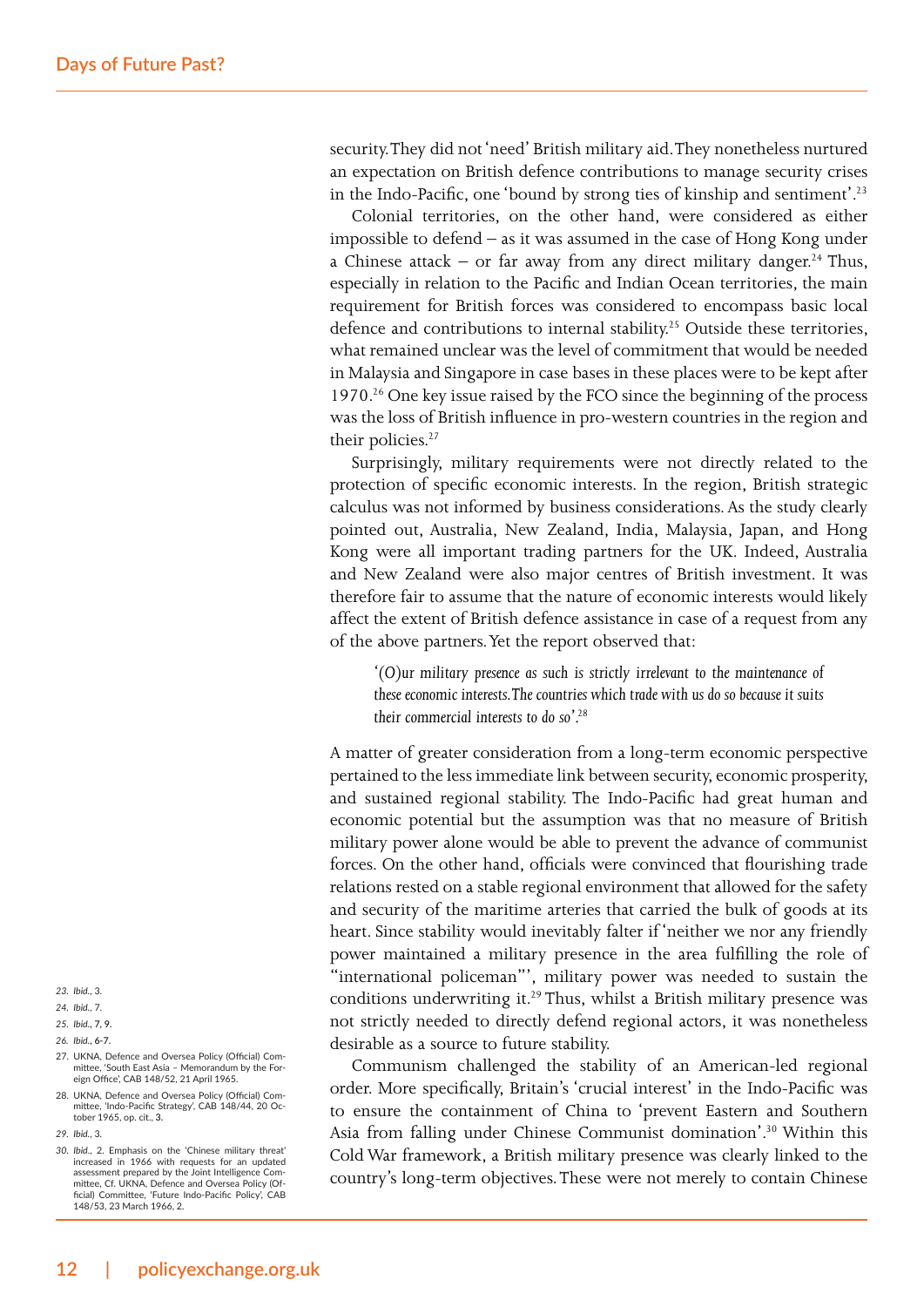security. They did not 'need' British military aid. They nonetheless nurtured an expectation on British defence contributions to manage security crises in the Indo-Pacific, one 'bound by strong ties of kinship and sentiment'.[23]

Colonial territories, on the other hand, were considered as either impossible to defend – as it was assumed in the case of Hong Kong under a Chinese attack – or far away from any direct military danger.[24] Thus, especially in relation to the Pacific and Indian Ocean territories, the main requirement for British forces was considered to encompass basic local defence and contributions to internal stability.[25] Outside these territories, what remained unclear was the level of commitment that would be needed in Malaysia and Singapore in case bases in these places were to be kept after 1970.[26] One key issue raised by the FCO since the beginning of the process was the loss of British influence in pro-western countries in the region and their policies.[27]

Surprisingly, military requirements were not directly related to the protection of specific economic interests. In the region, British strategic calculus was not informed by business considerations. As the study clearly pointed out, Australia, New Zealand, India, Malaysia, Japan, and Hong Kong were all important trading partners for the UK. Indeed, Australia and New Zealand were also major centres of British investment. It was therefore fair to assume that the nature of economic interests would likely affect the extent of British defence assistance in case of a request from any of the above partners. Yet the report observed that:

> *'(O)ur military presence as such is strictly irrelevant to the maintenance of these economic interests. The countries which trade with us do so because it suits their commercial interests to do so'.*[28]

A matter of greater consideration from a long-term economic perspective pertained to the less immediate link between security, economic prosperity, and sustained regional stability. The Indo-Pacific had great human and economic potential but the assumption was that no measure of British military power alone would be able to prevent the advance of communist forces. On the other hand, officials were convinced that flourishing trade relations rested on a stable regional environment that allowed for the safety and security of the maritime arteries that carried the bulk of goods at its heart. Since stability would inevitably falter if 'neither we nor any friendly power maintained a military presence in the area fulfilling the role of "international policeman"', military power was needed to sustain the conditions underwriting it.[29] Thus, whilst a British military presence was not strictly needed to directly defend regional actors, it was nonetheless desirable as a source to future stability.

Communism challenged the stability of an American-led regional order. More specifically, Britain's 'crucial interest' in the Indo-Pacific was to ensure the containment of China to 'prevent Eastern and Southern Asia from falling under Chinese Communist domination'.[30] Within this Cold War framework, a British military presence was clearly linked to the country's long-term objectives. These were not merely to contain Chinese

---

23. *Ibid.*, 3.
24. *Ibid.*, 7.
25. *Ibid.*, 7, 9.
26. *Ibid.*, 6-7.
27. UKNA, Defence and Oversea Policy (Official) Committee, 'South East Asia – Memorandum by the Foreign Office', CAB 148/52, 21 April 1965.
28. UKNA, Defence and Oversea Policy (Official) Committee, 'Indo-Pacific Strategy', CAB 148/44, 20 October 1965, op. cit., 3.
29. *Ibid.*, 3.
30. *Ibid.*, 2. Emphasis on the 'Chinese military threat' increased in 1966 with requests for an updated assessment prepared by the Joint Intelligence Committee, Cf. UKNA, Defence and Oversea Policy (Official) Committee, 'Future Indo-Pacific Policy', CAB 148/53, 23 March 1966, 2.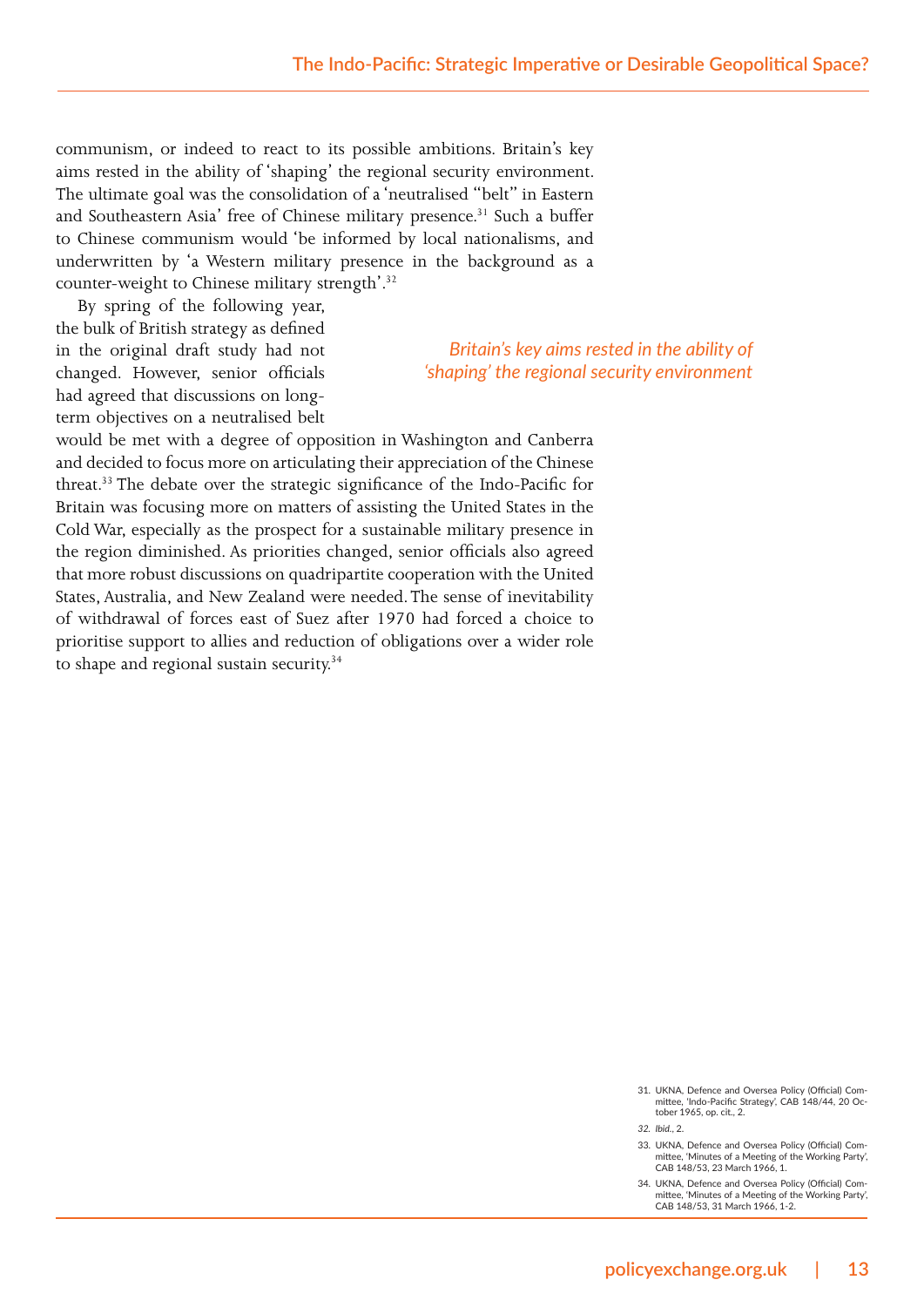communism, or indeed to react to its possible ambitions. Britain's key aims rested in the ability of 'shaping' the regional security environment. The ultimate goal was the consolidation of a 'neutralised "belt" in Eastern and Southeastern Asia' free of Chinese military presence.[31] Such a buffer to Chinese communism would 'be informed by local nationalisms, and underwritten by 'a Western military presence in the background as a counter-weight to Chinese military strength'.[32]

*Britain's key aims rested in the ability of 'shaping' the regional security environment*

By spring of the following year, the bulk of British strategy as defined in the original draft study had not changed. However, senior officials had agreed that discussions on long-term objectives on a neutralised belt would be met with a degree of opposition in Washington and Canberra and decided to focus more on articulating their appreciation of the Chinese threat.[33] The debate over the strategic significance of the Indo-Pacific for Britain was focusing more on matters of assisting the United States in the Cold War, especially as the prospect for a sustainable military presence in the region diminished. As priorities changed, senior officials also agreed that more robust discussions on quadripartite cooperation with the United States, Australia, and New Zealand were needed. The sense of inevitability of withdrawal of forces east of Suez after 1970 had forced a choice to prioritise support to allies and reduction of obligations over a wider role to shape and regional sustain security.[34]

31. UKNA, Defence and Oversea Policy (Official) Committee, 'Indo-Pacific Strategy', CAB 148/44, 20 October 1965, op. cit., 2.
32. *Ibid.*, 2.
33. UKNA, Defence and Oversea Policy (Official) Committee, 'Minutes of a Meeting of the Working Party', CAB 148/53, 23 March 1966, 1.
34. UKNA, Defence and Oversea Policy (Official) Committee, 'Minutes of a Meeting of the Working Party', CAB 148/53, 31 March 1966, 1-2.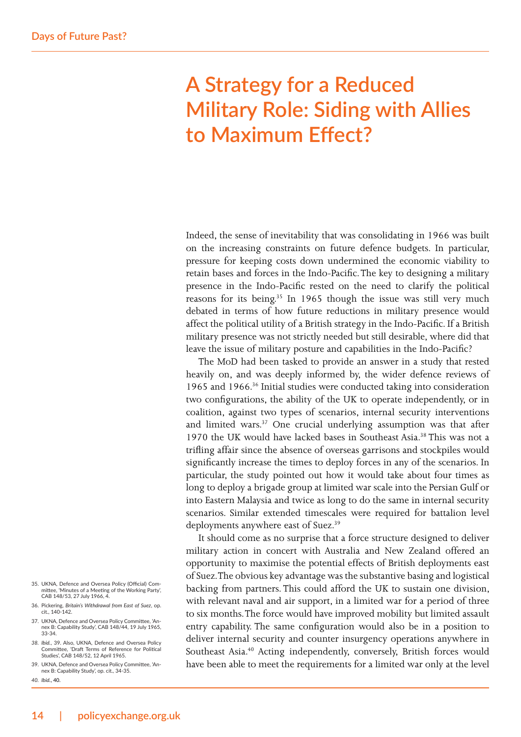# A Strategy for a Reduced Military Role: Siding with Allies to Maximum Effect?

Indeed, the sense of inevitability that was consolidating in 1966 was built on the increasing constraints on future defence budgets. In particular, pressure for keeping costs down undermined the economic viability to retain bases and forces in the Indo-Pacific. The key to designing a military presence in the Indo-Pacific rested on the need to clarify the political reasons for its being.[35] In 1965 though the issue was still very much debated in terms of how future reductions in military presence would affect the political utility of a British strategy in the Indo-Pacific. If a British military presence was not strictly needed but still desirable, where did that leave the issue of military posture and capabilities in the Indo-Pacific?

The MoD had been tasked to provide an answer in a study that rested heavily on, and was deeply informed by, the wider defence reviews of 1965 and 1966.[36] Initial studies were conducted taking into consideration two configurations, the ability of the UK to operate independently, or in coalition, against two types of scenarios, internal security interventions and limited wars.[37] One crucial underlying assumption was that after 1970 the UK would have lacked bases in Southeast Asia.[38] This was not a trifling affair since the absence of overseas garrisons and stockpiles would significantly increase the times to deploy forces in any of the scenarios. In particular, the study pointed out how it would take about four times as long to deploy a brigade group at limited war scale into the Persian Gulf or into Eastern Malaysia and twice as long to do the same in internal security scenarios. Similar extended timescales were required for battalion level deployments anywhere east of Suez.[39]

It should come as no surprise that a force structure designed to deliver military action in concert with Australia and New Zealand offered an opportunity to maximise the potential effects of British deployments east of Suez. The obvious key advantage was the substantive basing and logistical backing from partners. This could afford the UK to sustain one division, with relevant naval and air support, in a limited war for a period of three to six months. The force would have improved mobility but limited assault entry capability. The same configuration would also be in a position to deliver internal security and counter insurgency operations anywhere in Southeast Asia.[40] Acting independently, conversely, British forces would have been able to meet the requirements for a limited war only at the level

35. UKNA, Defence and Oversea Policy (Official) Committee, 'Minutes of a Meeting of the Working Party', CAB 148/53, 27 July 1966, 4.

36. Pickering, *Britain's Withdrawal from East of Suez*, op. cit., 140-142.

37. UKNA, Defence and Oversea Policy Committee, 'Annex B: Capability Study', CAB 148/44, 19 July 1965, 33-34.

38. *Ibid.*, 39. Also, UKNA, Defence and Oversea Policy Committee, 'Draft Terms of Reference for Political Studies', CAB 148/52, 12 April 1965.

39. UKNA, Defence and Oversea Policy Committee, 'Annex B: Capability Study', op. cit., 34-35.

40. *Ibid.*, 40.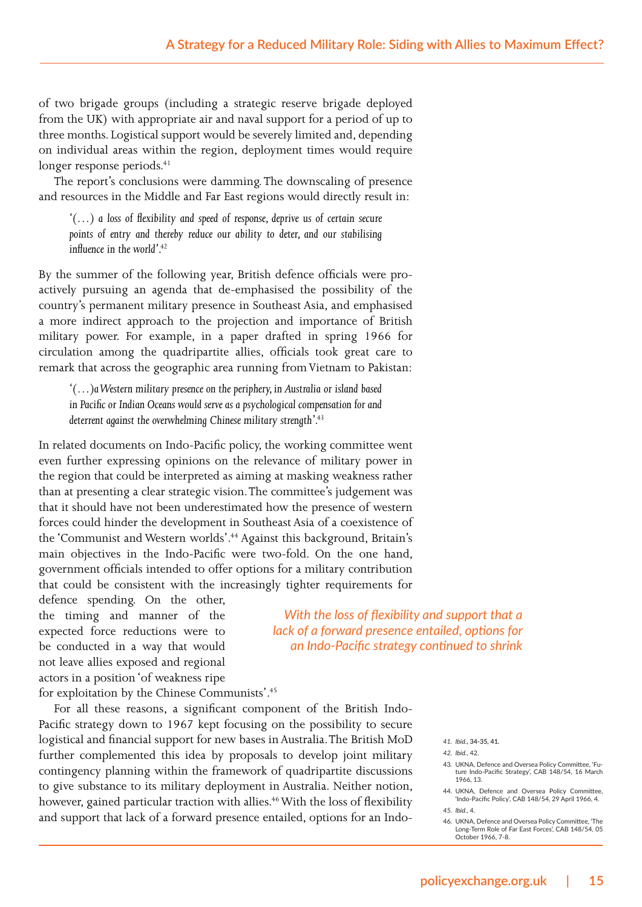of two brigade groups (including a strategic reserve brigade deployed from the UK) with appropriate air and naval support for a period of up to three months. Logistical support would be severely limited and, depending on individual areas within the region, deployment times would require longer response periods.[41]

The report's conclusions were damming. The downscaling of presence and resources in the Middle and Far East regions would directly result in:

> *'(…) a loss of flexibility and speed of response, deprive us of certain secure points of entry and thereby reduce our ability to deter, and our stabilising influence in the world'.*[42]

By the summer of the following year, British defence officials were pro-actively pursuing an agenda that de-emphasised the possibility of the country's permanent military presence in Southeast Asia, and emphasised a more indirect approach to the projection and importance of British military power. For example, in a paper drafted in spring 1966 for circulation among the quadripartite allies, officials took great care to remark that across the geographic area running from Vietnam to Pakistan:

> *'(…) a Western military presence on the periphery, in Australia or island based in Pacific or Indian Oceans would serve as a psychological compensation for and deterrent against the overwhelming Chinese military strength'.*[43]

In related documents on Indo-Pacific policy, the working committee went even further expressing opinions on the relevance of military power in the region that could be interpreted as aiming at masking weakness rather than at presenting a clear strategic vision. The committee's judgement was that it should have not been underestimated how the presence of western forces could hinder the development in Southeast Asia of a coexistence of the 'Communist and Western worlds'.[44] Against this background, Britain's main objectives in the Indo-Pacific were two-fold. On the one hand, government officials intended to offer options for a military contribution that could be consistent with the increasingly tighter requirements for defence spending. On the other, the timing and manner of the expected force reductions were to be conducted in a way that would not leave allies exposed and regional actors in a position 'of weakness ripe for exploitation by the Chinese Communists'.[45]

*With the loss of flexibility and support that a lack of a forward presence entailed, options for an Indo-Pacific strategy continued to shrink*

For all these reasons, a significant component of the British Indo-Pacific strategy down to 1967 kept focusing on the possibility to secure logistical and financial support for new bases in Australia. The British MoD further complemented this idea by proposals to develop joint military contingency planning within the framework of quadripartite discussions to give substance to its military deployment in Australia. Neither notion, however, gained particular traction with allies.[46] With the loss of flexibility and support that lack of a forward presence entailed, options for an Indo-

41. *Ibid.*, 34-35, 41.
42. *Ibid.*, 42.
43. UKNA, Defence and Oversea Policy Committee, 'Future Indo-Pacific Strategy', CAB 148/54, 16 March 1966, 13.
44. UKNA, Defence and Oversea Policy Committee, 'Indo-Pacific Policy', CAB 148/54, 29 April 1966, 4.
45. *Ibid.*, 4.
46. UKNA, Defence and Oversea Policy Committee, 'The Long-Term Role of Far East Forces', CAB 148/54, 05 October 1966, 7-8.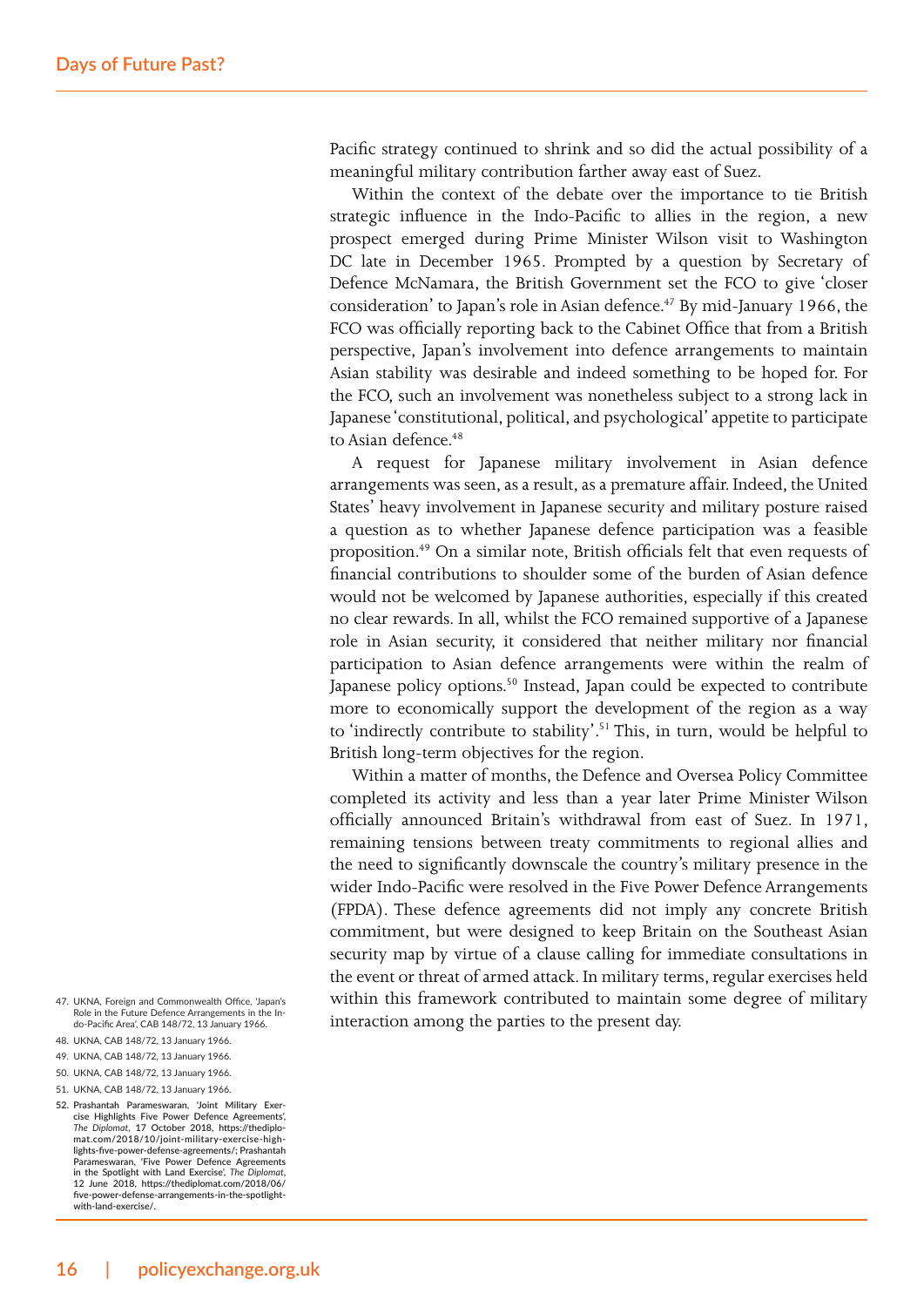Pacific strategy continued to shrink and so did the actual possibility of a meaningful military contribution farther away east of Suez.

Within the context of the debate over the importance to tie British strategic influence in the Indo-Pacific to allies in the region, a new prospect emerged during Prime Minister Wilson visit to Washington DC late in December 1965. Prompted by a question by Secretary of Defence McNamara, the British Government set the FCO to give 'closer consideration' to Japan's role in Asian defence.[47] By mid-January 1966, the FCO was officially reporting back to the Cabinet Office that from a British perspective, Japan's involvement into defence arrangements to maintain Asian stability was desirable and indeed something to be hoped for. For the FCO, such an involvement was nonetheless subject to a strong lack in Japanese 'constitutional, political, and psychological' appetite to participate to Asian defence.[48]

A request for Japanese military involvement in Asian defence arrangements was seen, as a result, as a premature affair. Indeed, the United States' heavy involvement in Japanese security and military posture raised a question as to whether Japanese defence participation was a feasible proposition.[49] On a similar note, British officials felt that even requests of financial contributions to shoulder some of the burden of Asian defence would not be welcomed by Japanese authorities, especially if this created no clear rewards. In all, whilst the FCO remained supportive of a Japanese role in Asian security, it considered that neither military nor financial participation to Asian defence arrangements were within the realm of Japanese policy options.[50] Instead, Japan could be expected to contribute more to economically support the development of the region as a way to 'indirectly contribute to stability'.[51] This, in turn, would be helpful to British long-term objectives for the region.

Within a matter of months, the Defence and Oversea Policy Committee completed its activity and less than a year later Prime Minister Wilson officially announced Britain's withdrawal from east of Suez. In 1971, remaining tensions between treaty commitments to regional allies and the need to significantly downscale the country's military presence in the wider Indo-Pacific were resolved in the Five Power Defence Arrangements (FPDA). These defence agreements did not imply any concrete British commitment, but were designed to keep Britain on the Southeast Asian security map by virtue of a clause calling for immediate consultations in the event or threat of armed attack. In military terms, regular exercises held within this framework contributed to maintain some degree of military interaction among the parties to the present day.

47. UKNA, Foreign and Commonwealth Office, 'Japan's Role in the Future Defence Arrangements in the Indo-Pacific Area', CAB 148/72, 13 January 1966.
48. UKNA, CAB 148/72, 13 January 1966.
49. UKNA, CAB 148/72, 13 January 1966.
50. UKNA, CAB 148/72, 13 January 1966.
51. UKNA, CAB 148/72, 13 January 1966.
52. Prashantah Parameswaran, 'Joint Military Exercise Highlights Five Power Defence Agreements', *The Diplomat*, 17 October 2018, https://thediplomat.com/2018/10/joint-military-exercise-highlights-five-power-defense-agreements/; Prashantah Parameswaran, 'Five Power Defence Agreements in the Spotlight with Land Exercise', *The Diplomat*, 12 June 2018, https://thediplomat.com/2018/06/five-power-defense-arrangements-in-the-spotlight-with-land-exercise/.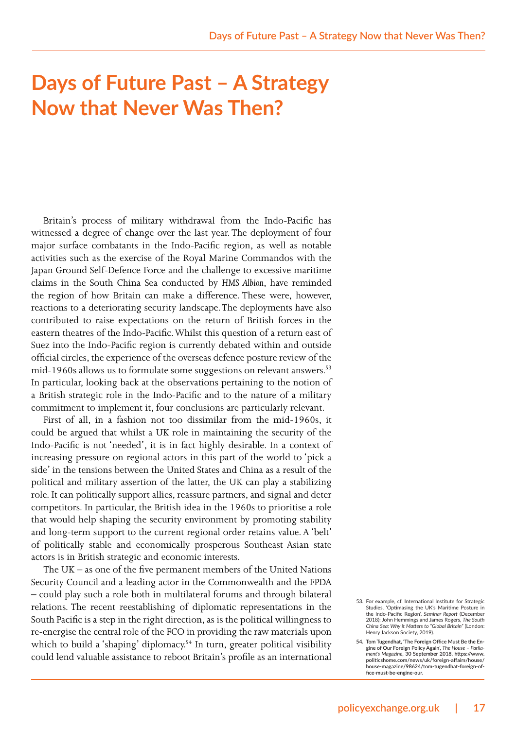# Days of Future Past – A Strategy Now that Never Was Then?

Britain's process of military withdrawal from the Indo-Pacific has witnessed a degree of change over the last year. The deployment of four major surface combatants in the Indo-Pacific region, as well as notable activities such as the exercise of the Royal Marine Commandos with the Japan Ground Self-Defence Force and the challenge to excessive maritime claims in the South China Sea conducted by *HMS Albion*, have reminded the region of how Britain can make a difference. These were, however, reactions to a deteriorating security landscape. The deployments have also contributed to raise expectations on the return of British forces in the eastern theatres of the Indo-Pacific. Whilst this question of a return east of Suez into the Indo-Pacific region is currently debated within and outside official circles, the experience of the overseas defence posture review of the mid-1960s allows us to formulate some suggestions on relevant answers.[53] In particular, looking back at the observations pertaining to the notion of a British strategic role in the Indo-Pacific and to the nature of a military commitment to implement it, four conclusions are particularly relevant.

First of all, in a fashion not too dissimilar from the mid-1960s, it could be argued that whilst a UK role in maintaining the security of the Indo-Pacific is not 'needed', it is in fact highly desirable. In a context of increasing pressure on regional actors in this part of the world to 'pick a side' in the tensions between the United States and China as a result of the political and military assertion of the latter, the UK can play a stabilizing role. It can politically support allies, reassure partners, and signal and deter competitors. In particular, the British idea in the 1960s to prioritise a role that would help shaping the security environment by promoting stability and long-term support to the current regional order retains value. A 'belt' of politically stable and economically prosperous Southeast Asian state actors is in British strategic and economic interests.

The UK – as one of the five permanent members of the United Nations Security Council and a leading actor in the Commonwealth and the FPDA – could play such a role both in multilateral forums and through bilateral relations. The recent reestablishing of diplomatic representations in the South Pacific is a step in the right direction, as is the political willingness to re-energise the central role of the FCO in providing the raw materials upon which to build a 'shaping' diplomacy.[54] In turn, greater political visibility could lend valuable assistance to reboot Britain's profile as an international

53. For example, cf. International Institute for Strategic Studies, 'Optimasing the UK's Maritime Posture in the Indo-Pacific Region', *Seminar Report* (December 2018); John Hemmings and James Rogers, *The South China Sea: Why it Matters to "Global Britain"* (London: Henry Jackson Society, 2019).

54. Tom Tugendhat, 'The Foreign Office Must Be the Engine of Our Foreign Policy Again', *The House – Parliament's Magazine*, 30 September 2018, https://www.politicshome.com/news/uk/foreign-affairs/house/house-magazine/98624/tom-tugendhat-foreign-office-must-be-engine-our.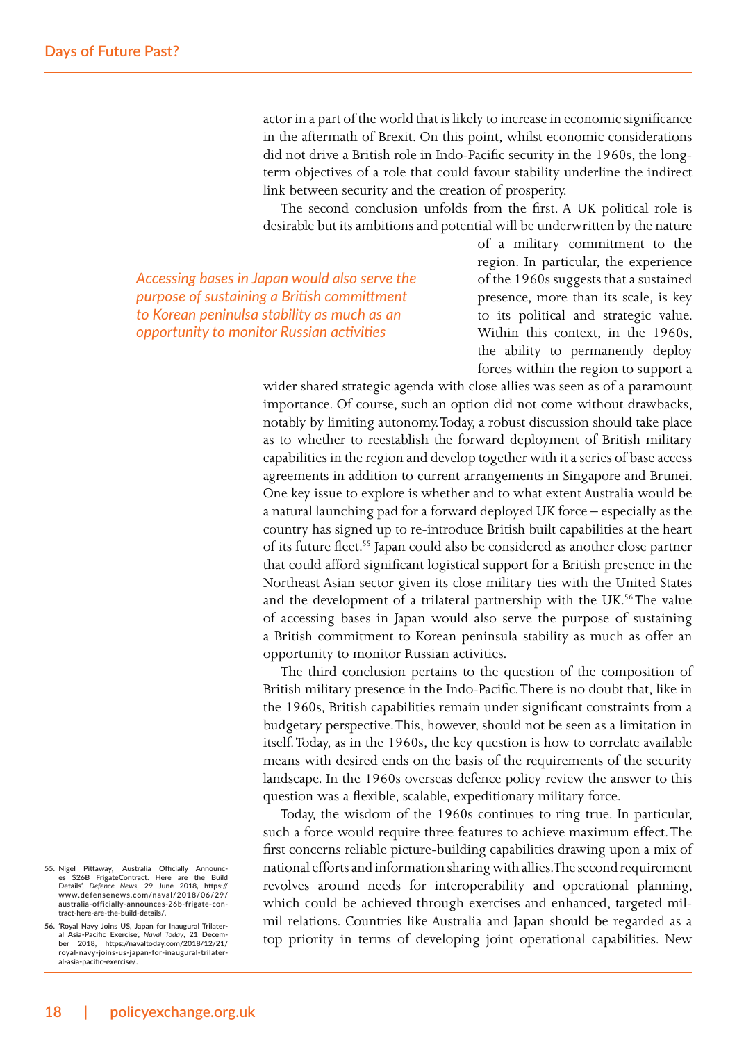actor in a part of the world that is likely to increase in economic significance in the aftermath of Brexit. On this point, whilst economic considerations did not drive a British role in Indo-Pacific security in the 1960s, the long-term objectives of a role that could favour stability underline the indirect link between security and the creation of prosperity.

The second conclusion unfolds from the first. A UK political role is desirable but its ambitions and potential will be underwritten by the nature of a military commitment to the region. In particular, the experience of the 1960s suggests that a sustained presence, more than its scale, is key to its political and strategic value. Within this context, in the 1960s, the ability to permanently deploy forces within the region to support a wider shared strategic agenda with close allies was seen as of a paramount importance. Of course, such an option did not come without drawbacks, notably by limiting autonomy. Today, a robust discussion should take place as to whether to reestablish the forward deployment of British military capabilities in the region and develop together with it a series of base access agreements in addition to current arrangements in Singapore and Brunei. One key issue to explore is whether and to what extent Australia would be a natural launching pad for a forward deployed UK force – especially as the country has signed up to re-introduce British built capabilities at the heart of its future fleet.[55] Japan could also be considered as another close partner that could afford significant logistical support for a British presence in the Northeast Asian sector given its close military ties with the United States and the development of a trilateral partnership with the UK.[56] The value of accessing bases in Japan would also serve the purpose of sustaining a British commitment to Korean peninsula stability as much as offer an opportunity to monitor Russian activities.

*Accessing bases in Japan would also serve the purpose of sustaining a British committment to Korean peninsula stability as much as an opportunity to monitor Russian activities*

The third conclusion pertains to the question of the composition of British military presence in the Indo-Pacific. There is no doubt that, like in the 1960s, British capabilities remain under significant constraints from a budgetary perspective. This, however, should not be seen as a limitation in itself. Today, as in the 1960s, the key question is how to correlate available means with desired ends on the basis of the requirements of the security landscape. In the 1960s overseas defence policy review the answer to this question was a flexible, scalable, expeditionary military force.

Today, the wisdom of the 1960s continues to ring true. In particular, such a force would require three features to achieve maximum effect. The first concerns reliable picture-building capabilities drawing upon a mix of national efforts and information sharing with allies. The second requirement revolves around needs for interoperability and operational planning, which could be achieved through exercises and enhanced, targeted mil-mil relations. Countries like Australia and Japan should be regarded as a top priority in terms of developing joint operational capabilities. New

55. Nigel Pittaway, 'Australia Officially Announces $26B FrigateContract. Here are the Build Details', *Defence News*, 29 June 2018, https://www.defensenews.com/naval/2018/06/29/australia-officially-announces-26b-frigate-contract-here-are-the-build-details/.

56. 'Royal Navy Joins US, Japan for Inaugural Trilateral Asia-Pacific Exercise', *Naval Today*, 21 December 2018, https://navaltoday.com/2018/12/21/royal-navy-joins-us-japan-for-inaugural-trilateral-asia-pacific-exercise/.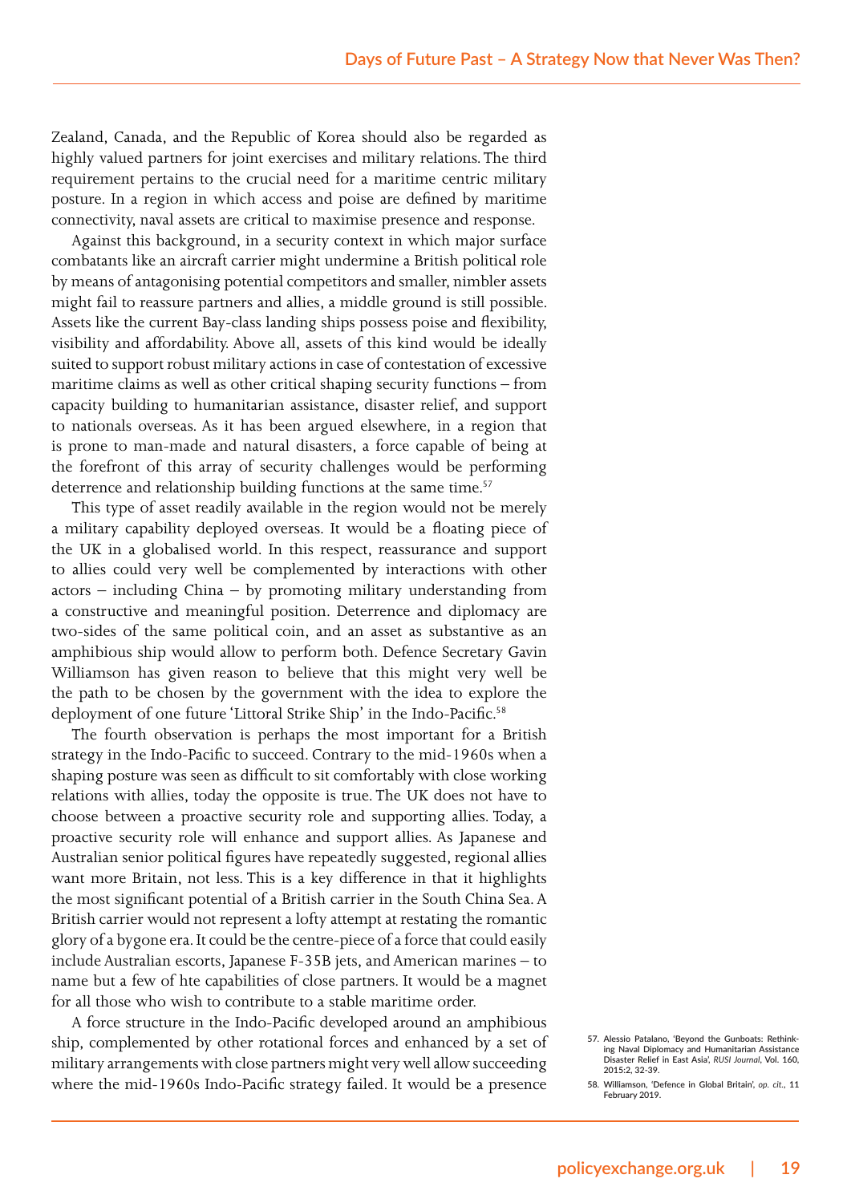Zealand, Canada, and the Republic of Korea should also be regarded as highly valued partners for joint exercises and military relations. The third requirement pertains to the crucial need for a maritime centric military posture. In a region in which access and poise are defined by maritime connectivity, naval assets are critical to maximise presence and response.

Against this background, in a security context in which major surface combatants like an aircraft carrier might undermine a British political role by means of antagonising potential competitors and smaller, nimbler assets might fail to reassure partners and allies, a middle ground is still possible. Assets like the current Bay-class landing ships possess poise and flexibility, visibility and affordability. Above all, assets of this kind would be ideally suited to support robust military actions in case of contestation of excessive maritime claims as well as other critical shaping security functions – from capacity building to humanitarian assistance, disaster relief, and support to nationals overseas. As it has been argued elsewhere, in a region that is prone to man-made and natural disasters, a force capable of being at the forefront of this array of security challenges would be performing deterrence and relationship building functions at the same time.[57]

This type of asset readily available in the region would not be merely a military capability deployed overseas. It would be a floating piece of the UK in a globalised world. In this respect, reassurance and support to allies could very well be complemented by interactions with other actors – including China – by promoting military understanding from a constructive and meaningful position. Deterrence and diplomacy are two-sides of the same political coin, and an asset as substantive as an amphibious ship would allow to perform both. Defence Secretary Gavin Williamson has given reason to believe that this might very well be the path to be chosen by the government with the idea to explore the deployment of one future 'Littoral Strike Ship' in the Indo-Pacific.[58]

The fourth observation is perhaps the most important for a British strategy in the Indo-Pacific to succeed. Contrary to the mid-1960s when a shaping posture was seen as difficult to sit comfortably with close working relations with allies, today the opposite is true. The UK does not have to choose between a proactive security role and supporting allies. Today, a proactive security role will enhance and support allies. As Japanese and Australian senior political figures have repeatedly suggested, regional allies want more Britain, not less. This is a key difference in that it highlights the most significant potential of a British carrier in the South China Sea. A British carrier would not represent a lofty attempt at restating the romantic glory of a bygone era. It could be the centre-piece of a force that could easily include Australian escorts, Japanese F-35B jets, and American marines – to name but a few of hte capabilities of close partners. It would be a magnet for all those who wish to contribute to a stable maritime order.

A force structure in the Indo-Pacific developed around an amphibious ship, complemented by other rotational forces and enhanced by a set of military arrangements with close partners might very well allow succeeding where the mid-1960s Indo-Pacific strategy failed. It would be a presence

57. Alessio Patalano, 'Beyond the Gunboats: Rethinking Naval Diplomacy and Humanitarian Assistance Disaster Relief in East Asia', *RUSI Journal*, Vol. 160, 2015:2, 32-39.

58. Williamson, 'Defence in Global Britain', *op. cit.*, 11 February 2019.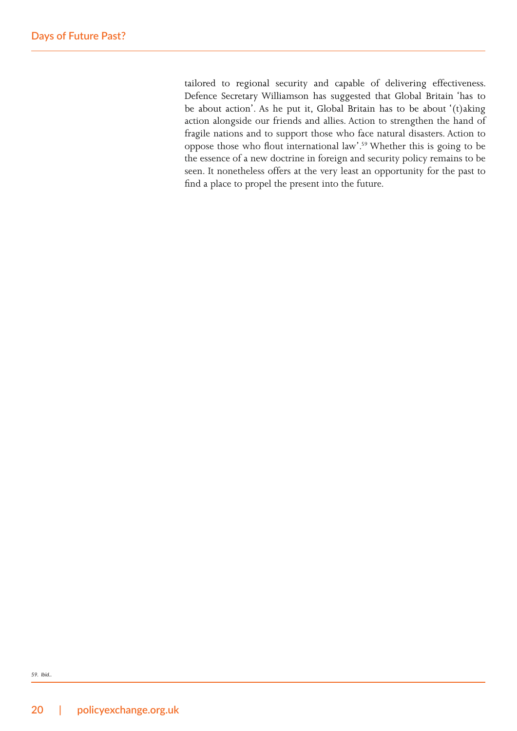tailored to regional security and capable of delivering effectiveness. Defence Secretary Williamson has suggested that Global Britain 'has to be about action'. As he put it, Global Britain has to be about '(t)aking action alongside our friends and allies. Action to strengthen the hand of fragile nations and to support those who face natural disasters. Action to oppose those who flout international law'.[59] Whether this is going to be the essence of a new doctrine in foreign and security policy remains to be seen. It nonetheless offers at the very least an opportunity for the past to find a place to propel the present into the future.

59. *Ibid.*.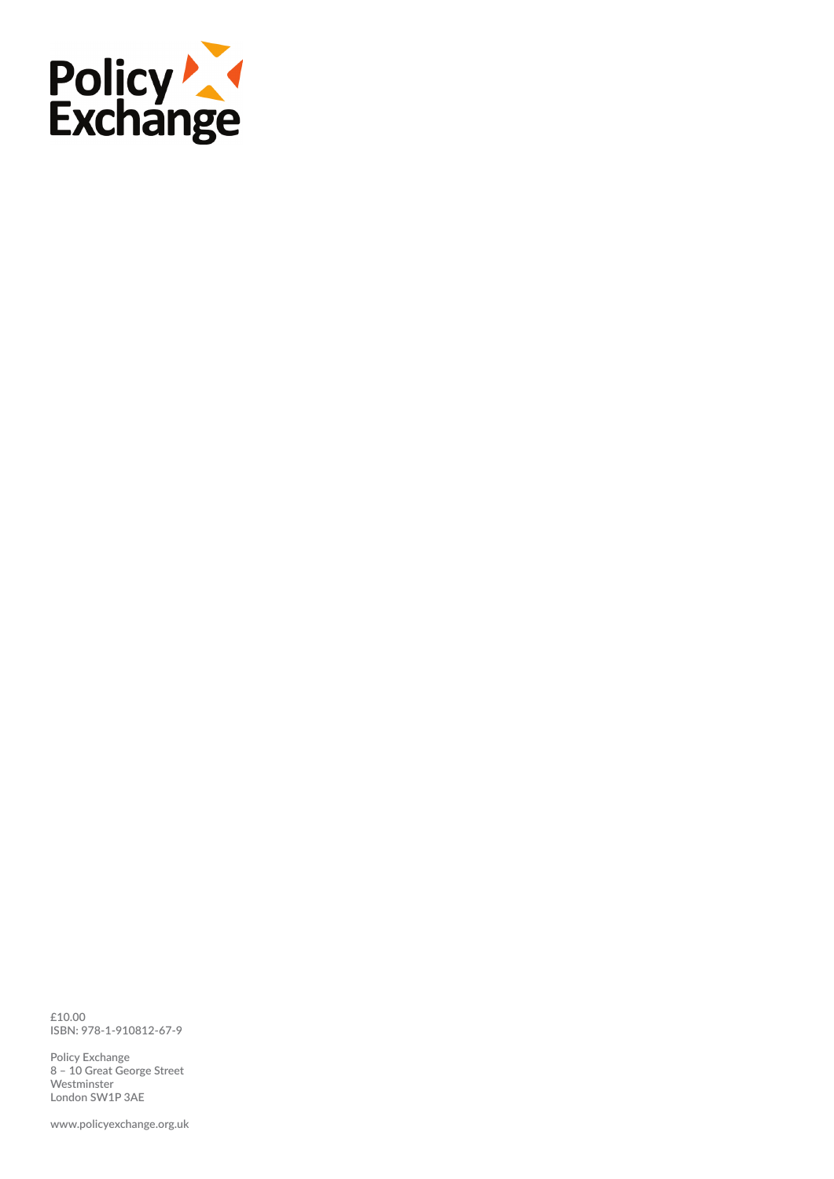Policy Exchange

£10.00
ISBN: 978-1-910812-67-9

Policy Exchange
8 – 10 Great George Street
Westminster
London SW1P 3AE

www.policyexchange.org.uk